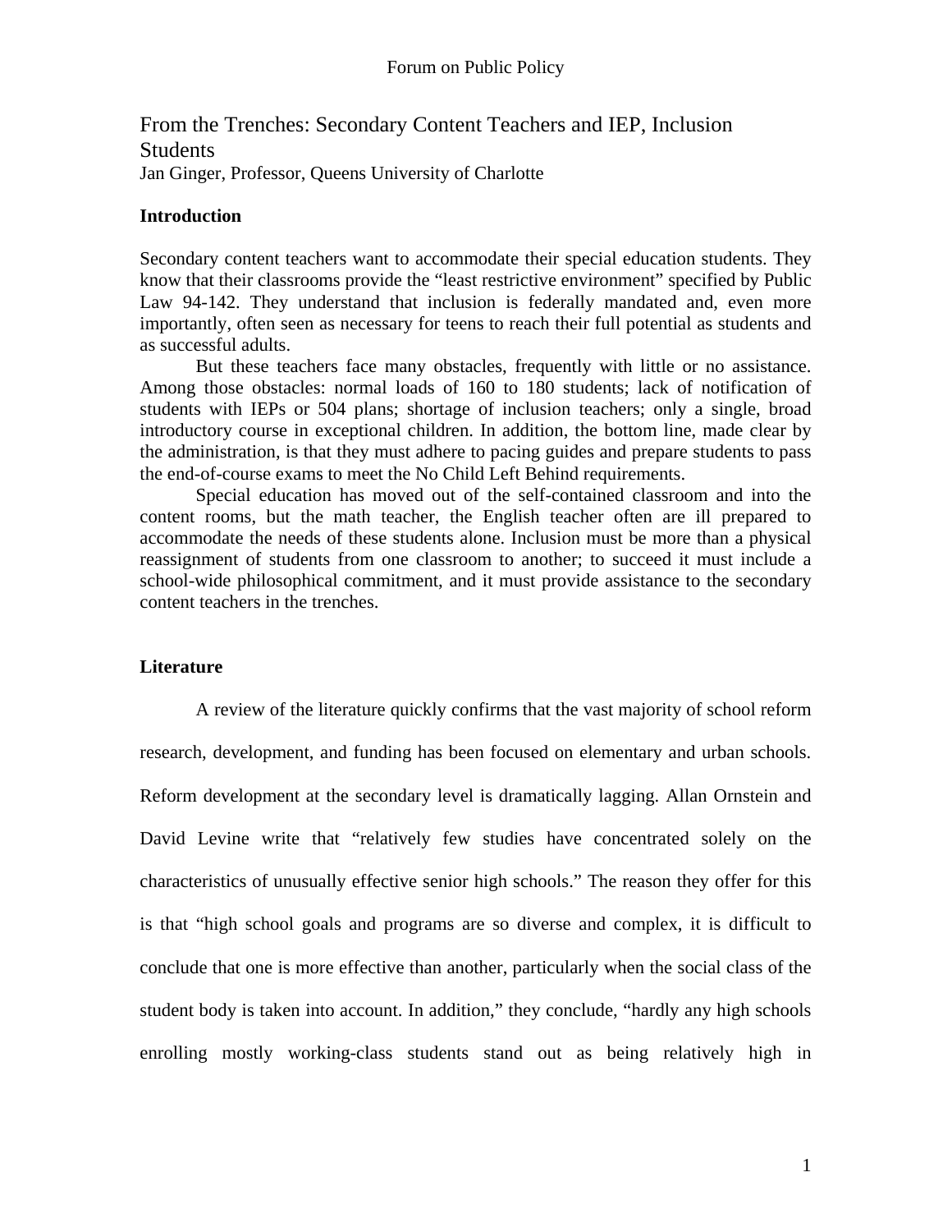# From the Trenches: Secondary Content Teachers and IEP, Inclusion Students

Jan Ginger, Professor, Queens University of Charlotte

## Introduction

Secondary content teachers want to accommodate their special education students. They know that their classrooms provide the "least restrictive environment" specified by Public Law 94-142. They understand that inclusion is federally mandated and, even more importantly, often seen as necessary for teens to reach their full potential as students and as successful adults.

But these teachers face many obstacles, frequently with little or no assistance. Among those obstacles: normal loads of 160 to 180 students; lack of notification of students with IEPs or 504 plans; shortage of inclusion teachers; only a single, broad introductory course in exceptional children. In addition, the bottom line, made clear by the administration, is that they must adhere to pacing guides and prepare students to pass the end-of-course exams to meet the No Child Left Behind requirements.

Special education has moved out of the self-contained classroom and into the content rooms, but the math teacher, the English teacher often are ill prepared to accommodate the needs of these students alone. Inclusion must be more than a physical reassignment of students from one classroom to another; to succeed it must include a school-wide philosophical commitment, and it must provide assistance to the secondary content teachers in the trenches.

## Literature

A review of the literature quickly confirms that the vast majority of school reform research, development, and funding has been focused on elementary and urban schools. Reform development at the secondary level is dramatically lagging. Allan Ornstein and David Levine write that "relatively few studies have concentrated solely on the characteristics of unusually effective senior high schools." The reason they offer for this is that "high school goals and programs are so diverse and complex, it is difficult to conclude that one is more effective than another, particularly when the social class of the student body is taken into account. In addition," they conclude, "hardly any high schools enrolling mostly working-class students stand out as being relatively high in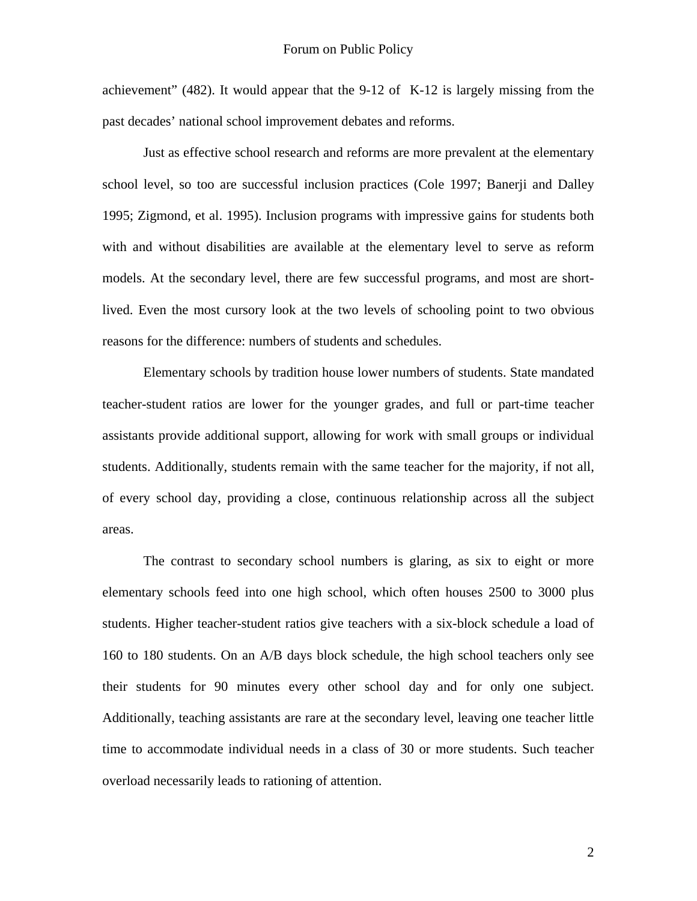achievement" (482). It would appear that the 9-12 of K-12 is largely missing from the past decades' national school improvement debates and reforms.

Just as effective school research and reforms are more prevalent at the elementary school level, so too are successful inclusion practices (Cole 1997; Banerji and Dalley 1995; Zigmond, et al. 1995). Inclusion programs with impressive gains for students both with and without disabilities are available at the elementary level to serve as reform models. At the secondary level, there are few successful programs, and most are short-lived. Even the most cursory look at the two levels of schooling point to two obvious reasons for the difference: numbers of students and schedules.

Elementary schools by tradition house lower numbers of students. State mandated teacher-student ratios are lower for the younger grades, and full or part-time teacher assistants provide additional support, allowing for work with small groups or individual students. Additionally, students remain with the same teacher for the majority, if not all, of every school day, providing a close, continuous relationship across all the subject areas.

The contrast to secondary school numbers is glaring, as six to eight or more elementary schools feed into one high school, which often houses 2500 to 3000 plus students. Higher teacher-student ratios give teachers with a six-block schedule a load of 160 to 180 students. On an A/B days block schedule, the high school teachers only see their students for 90 minutes every other school day and for only one subject. Additionally, teaching assistants are rare at the secondary level, leaving one teacher little time to accommodate individual needs in a class of 30 or more students. Such teacher overload necessarily leads to rationing of attention.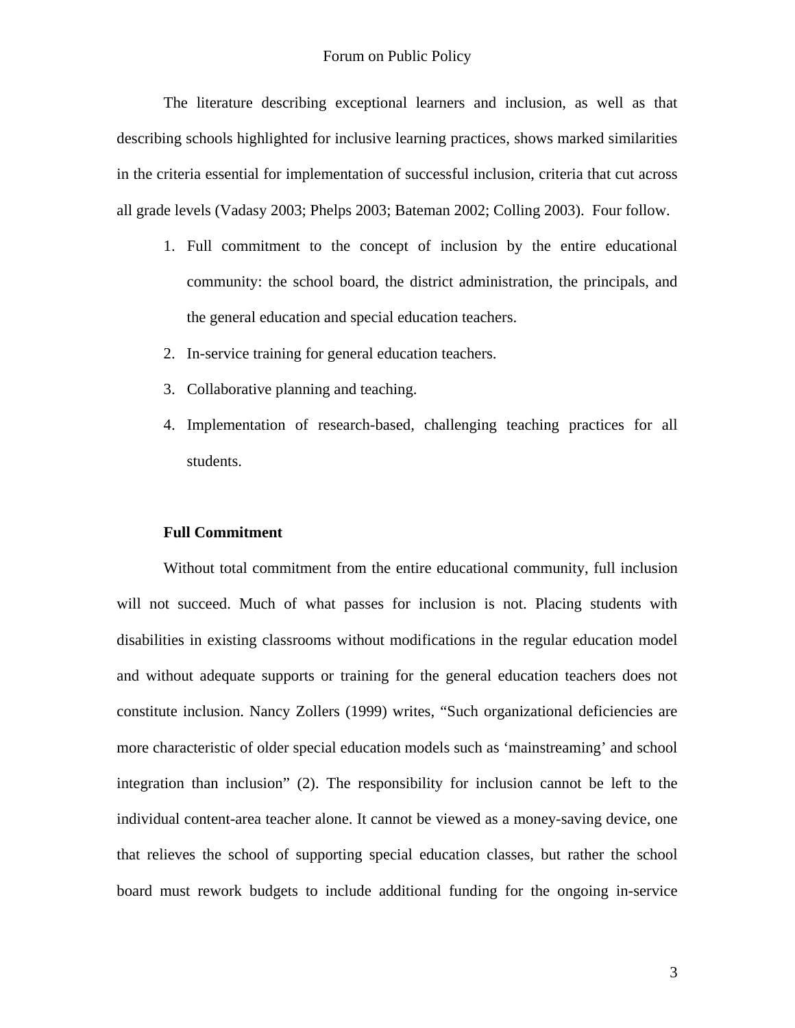The literature describing exceptional learners and inclusion, as well as that describing schools highlighted for inclusive learning practices, shows marked similarities in the criteria essential for implementation of successful inclusion, criteria that cut across all grade levels (Vadasy 2003; Phelps 2003; Bateman 2002; Colling 2003). Four follow.

1. Full commitment to the concept of inclusion by the entire educational community: the school board, the district administration, the principals, and the general education and special education teachers.
2. In-service training for general education teachers.
3. Collaborative planning and teaching.
4. Implementation of research-based, challenging teaching practices for all students.

**Full Commitment**

Without total commitment from the entire educational community, full inclusion will not succeed. Much of what passes for inclusion is not. Placing students with disabilities in existing classrooms without modifications in the regular education model and without adequate supports or training for the general education teachers does not constitute inclusion. Nancy Zollers (1999) writes, "Such organizational deficiencies are more characteristic of older special education models such as 'mainstreaming' and school integration than inclusion" (2). The responsibility for inclusion cannot be left to the individual content-area teacher alone. It cannot be viewed as a money-saving device, one that relieves the school of supporting special education classes, but rather the school board must rework budgets to include additional funding for the ongoing in-service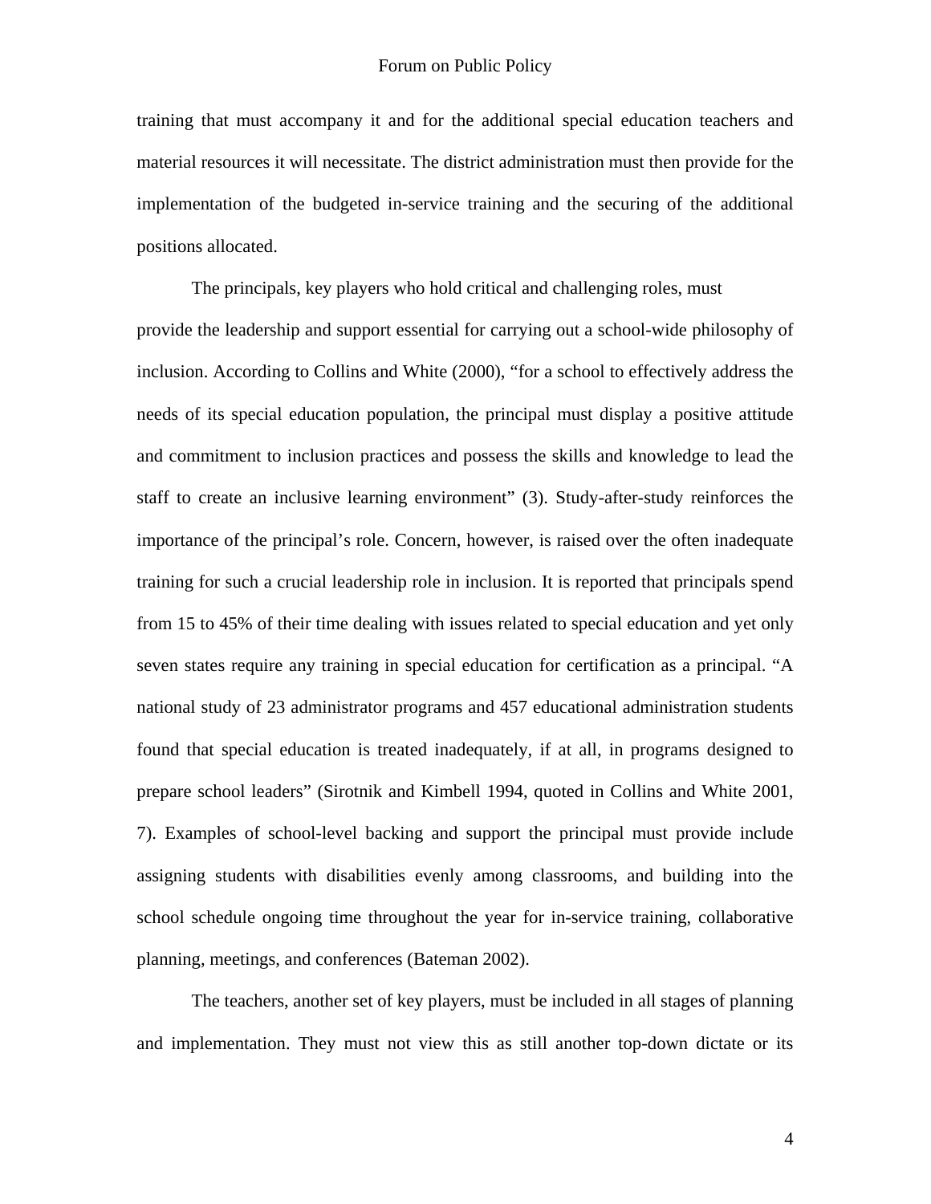training that must accompany it and for the additional special education teachers and material resources it will necessitate. The district administration must then provide for the implementation of the budgeted in-service training and the securing of the additional positions allocated.

The principals, key players who hold critical and challenging roles, must provide the leadership and support essential for carrying out a school-wide philosophy of inclusion. According to Collins and White (2000), "for a school to effectively address the needs of its special education population, the principal must display a positive attitude and commitment to inclusion practices and possess the skills and knowledge to lead the staff to create an inclusive learning environment" (3). Study-after-study reinforces the importance of the principal's role. Concern, however, is raised over the often inadequate training for such a crucial leadership role in inclusion. It is reported that principals spend from 15 to 45% of their time dealing with issues related to special education and yet only seven states require any training in special education for certification as a principal. "A national study of 23 administrator programs and 457 educational administration students found that special education is treated inadequately, if at all, in programs designed to prepare school leaders" (Sirotnik and Kimbell 1994, quoted in Collins and White 2001, 7). Examples of school-level backing and support the principal must provide include assigning students with disabilities evenly among classrooms, and building into the school schedule ongoing time throughout the year for in-service training, collaborative planning, meetings, and conferences (Bateman 2002).

The teachers, another set of key players, must be included in all stages of planning and implementation. They must not view this as still another top-down dictate or its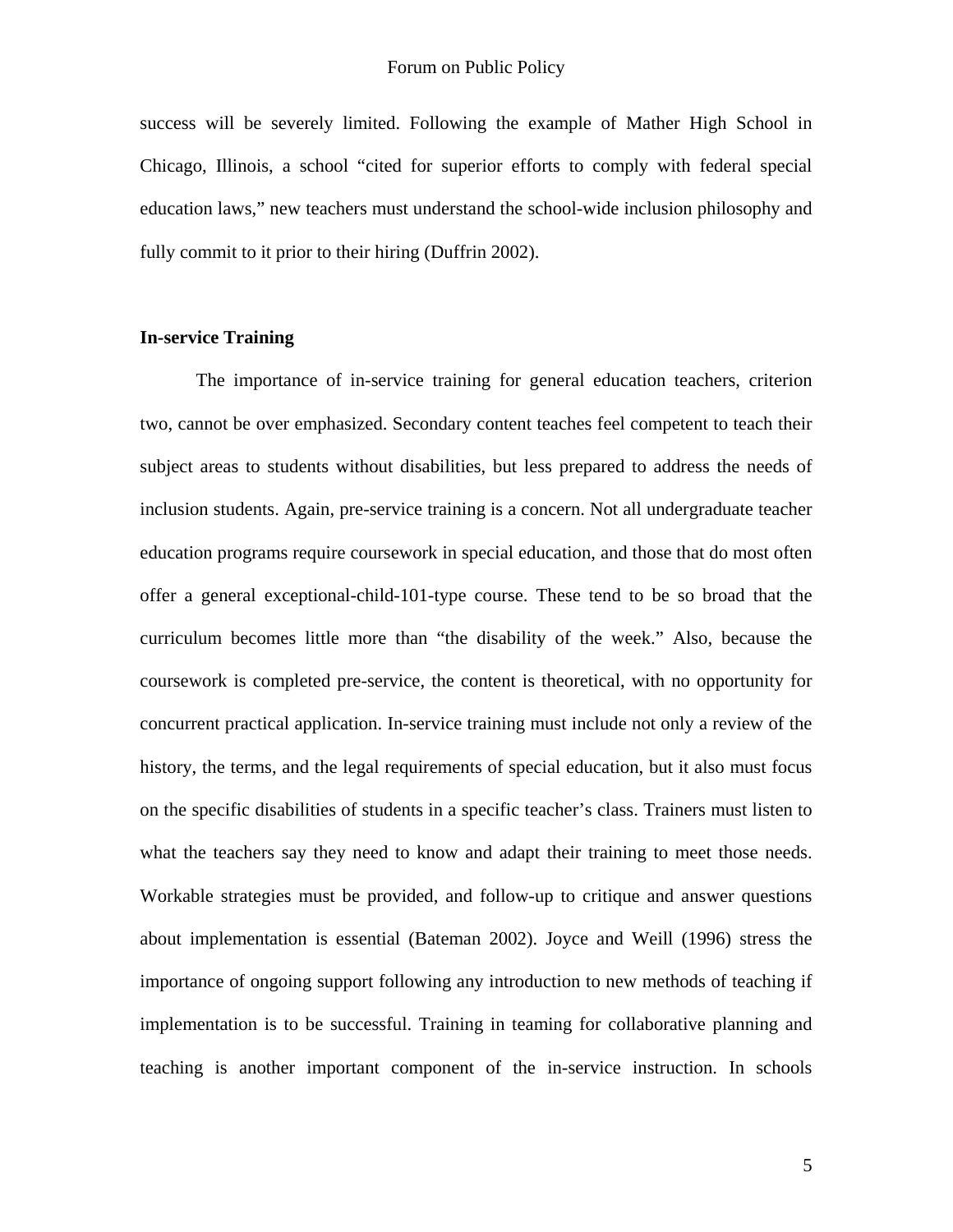success will be severely limited. Following the example of Mather High School in Chicago, Illinois, a school “cited for superior efforts to comply with federal special education laws,” new teachers must understand the school-wide inclusion philosophy and fully commit to it prior to their hiring (Duffrin 2002).

**In-service Training**

The importance of in-service training for general education teachers, criterion two, cannot be over emphasized. Secondary content teaches feel competent to teach their subject areas to students without disabilities, but less prepared to address the needs of inclusion students. Again, pre-service training is a concern. Not all undergraduate teacher education programs require coursework in special education, and those that do most often offer a general exceptional-child-101-type course. These tend to be so broad that the curriculum becomes little more than “the disability of the week.” Also, because the coursework is completed pre-service, the content is theoretical, with no opportunity for concurrent practical application. In-service training must include not only a review of the history, the terms, and the legal requirements of special education, but it also must focus on the specific disabilities of students in a specific teacher’s class. Trainers must listen to what the teachers say they need to know and adapt their training to meet those needs. Workable strategies must be provided, and follow-up to critique and answer questions about implementation is essential (Bateman 2002). Joyce and Weill (1996) stress the importance of ongoing support following any introduction to new methods of teaching if implementation is to be successful. Training in teaming for collaborative planning and teaching is another important component of the in-service instruction. In schools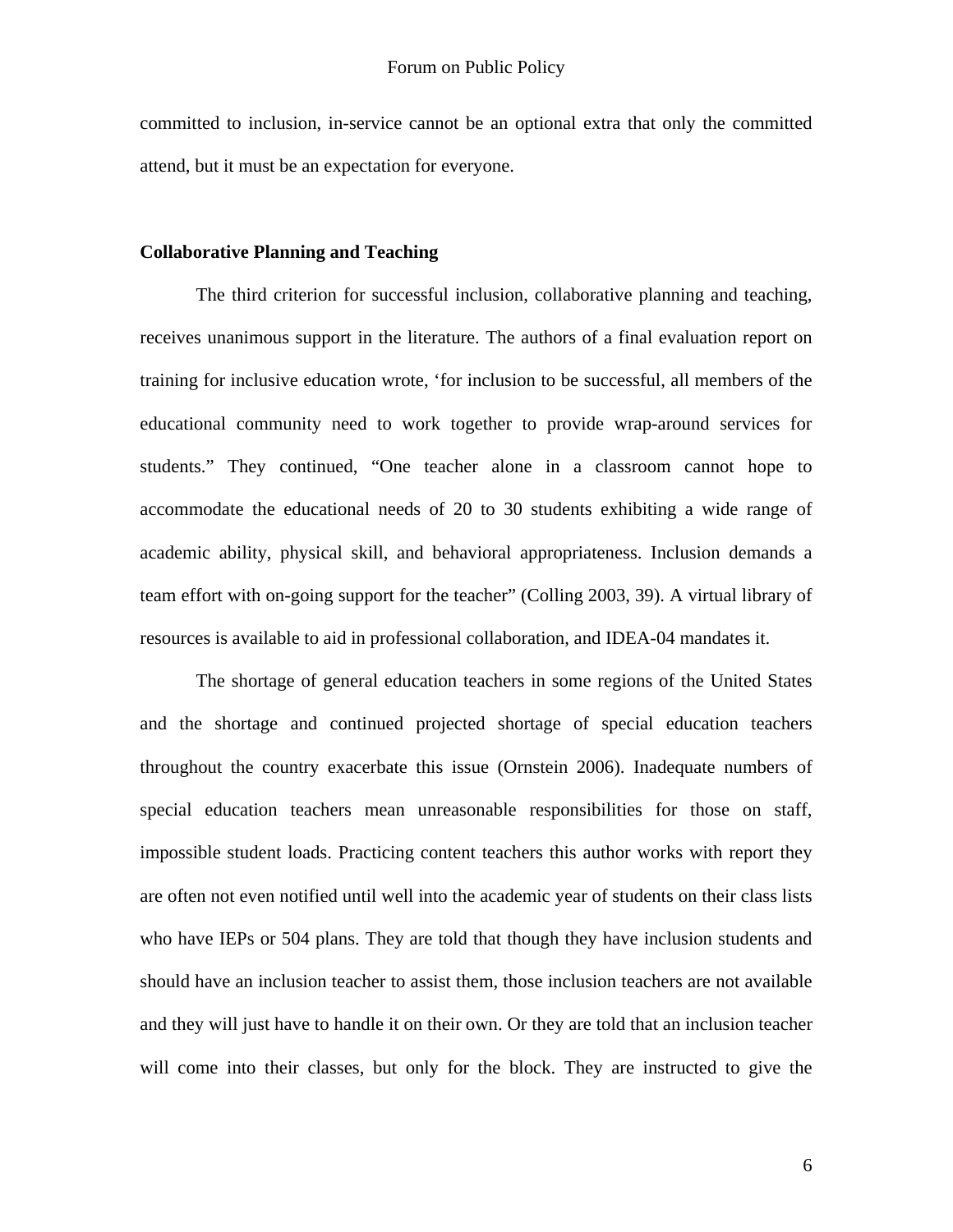committed to inclusion, in-service cannot be an optional extra that only the committed attend, but it must be an expectation for everyone.

**Collaborative Planning and Teaching**

The third criterion for successful inclusion, collaborative planning and teaching, receives unanimous support in the literature. The authors of a final evaluation report on training for inclusive education wrote, ‘for inclusion to be successful, all members of the educational community need to work together to provide wrap-around services for students.” They continued, “One teacher alone in a classroom cannot hope to accommodate the educational needs of 20 to 30 students exhibiting a wide range of academic ability, physical skill, and behavioral appropriateness. Inclusion demands a team effort with on-going support for the teacher” (Colling 2003, 39). A virtual library of resources is available to aid in professional collaboration, and IDEA-04 mandates it.

The shortage of general education teachers in some regions of the United States and the shortage and continued projected shortage of special education teachers throughout the country exacerbate this issue (Ornstein 2006). Inadequate numbers of special education teachers mean unreasonable responsibilities for those on staff, impossible student loads. Practicing content teachers this author works with report they are often not even notified until well into the academic year of students on their class lists who have IEPs or 504 plans. They are told that though they have inclusion students and should have an inclusion teacher to assist them, those inclusion teachers are not available and they will just have to handle it on their own. Or they are told that an inclusion teacher will come into their classes, but only for the block. They are instructed to give the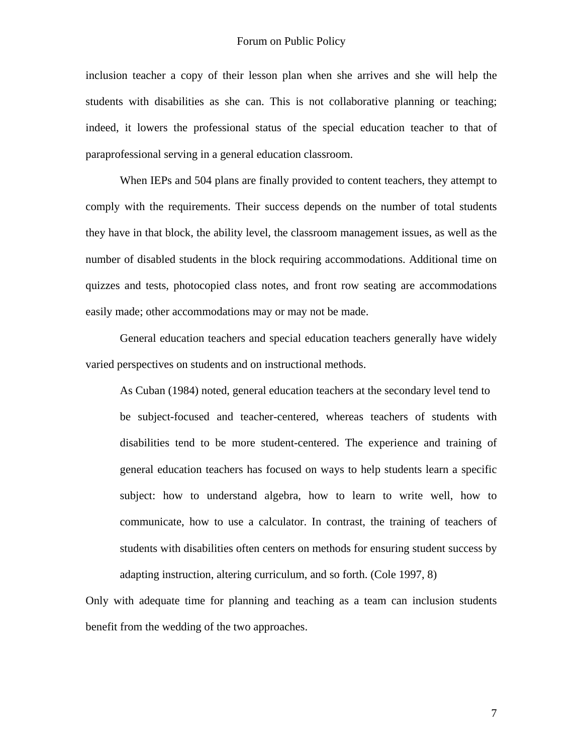inclusion teacher a copy of their lesson plan when she arrives and she will help the students with disabilities as she can. This is not collaborative planning or teaching; indeed, it lowers the professional status of the special education teacher to that of paraprofessional serving in a general education classroom.

When IEPs and 504 plans are finally provided to content teachers, they attempt to comply with the requirements. Their success depends on the number of total students they have in that block, the ability level, the classroom management issues, as well as the number of disabled students in the block requiring accommodations. Additional time on quizzes and tests, photocopied class notes, and front row seating are accommodations easily made; other accommodations may or may not be made.

General education teachers and special education teachers generally have widely varied perspectives on students and on instructional methods.

> As Cuban (1984) noted, general education teachers at the secondary level tend to be subject-focused and teacher-centered, whereas teachers of students with disabilities tend to be more student-centered. The experience and training of general education teachers has focused on ways to help students learn a specific subject: how to understand algebra, how to learn to write well, how to communicate, how to use a calculator. In contrast, the training of teachers of students with disabilities often centers on methods for ensuring student success by adapting instruction, altering curriculum, and so forth. (Cole 1997, 8)

Only with adequate time for planning and teaching as a team can inclusion students benefit from the wedding of the two approaches.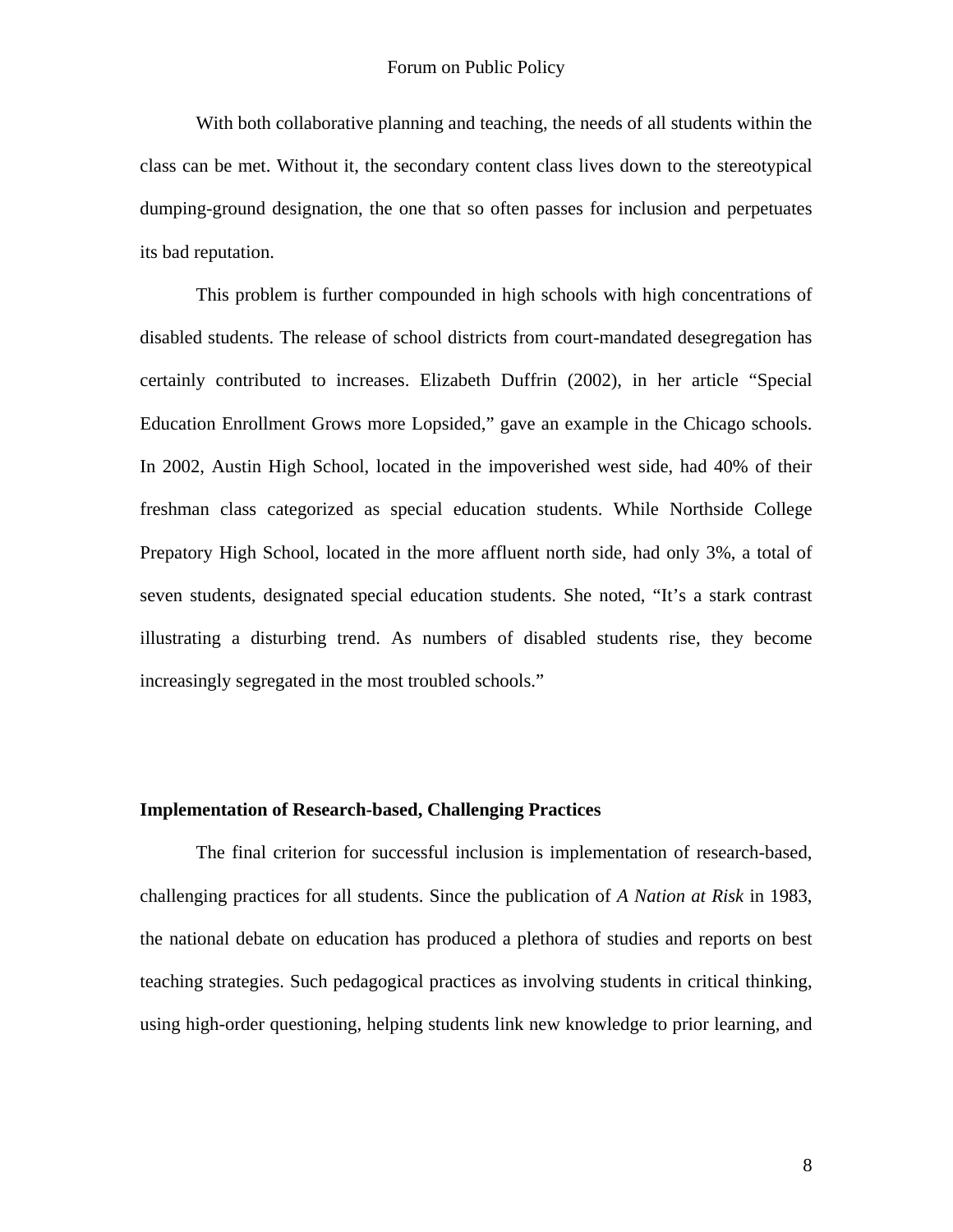With both collaborative planning and teaching, the needs of all students within the class can be met. Without it, the secondary content class lives down to the stereotypical dumping-ground designation, the one that so often passes for inclusion and perpetuates its bad reputation.

This problem is further compounded in high schools with high concentrations of disabled students. The release of school districts from court-mandated desegregation has certainly contributed to increases. Elizabeth Duffrin (2002), in her article "Special Education Enrollment Grows more Lopsided," gave an example in the Chicago schools. In 2002, Austin High School, located in the impoverished west side, had 40% of their freshman class categorized as special education students. While Northside College Prepatory High School, located in the more affluent north side, had only 3%, a total of seven students, designated special education students. She noted, "It's a stark contrast illustrating a disturbing trend. As numbers of disabled students rise, they become increasingly segregated in the most troubled schools."

### Implementation of Research-based, Challenging Practices

The final criterion for successful inclusion is implementation of research-based, challenging practices for all students. Since the publication of *A Nation at Risk* in 1983, the national debate on education has produced a plethora of studies and reports on best teaching strategies. Such pedagogical practices as involving students in critical thinking, using high-order questioning, helping students link new knowledge to prior learning, and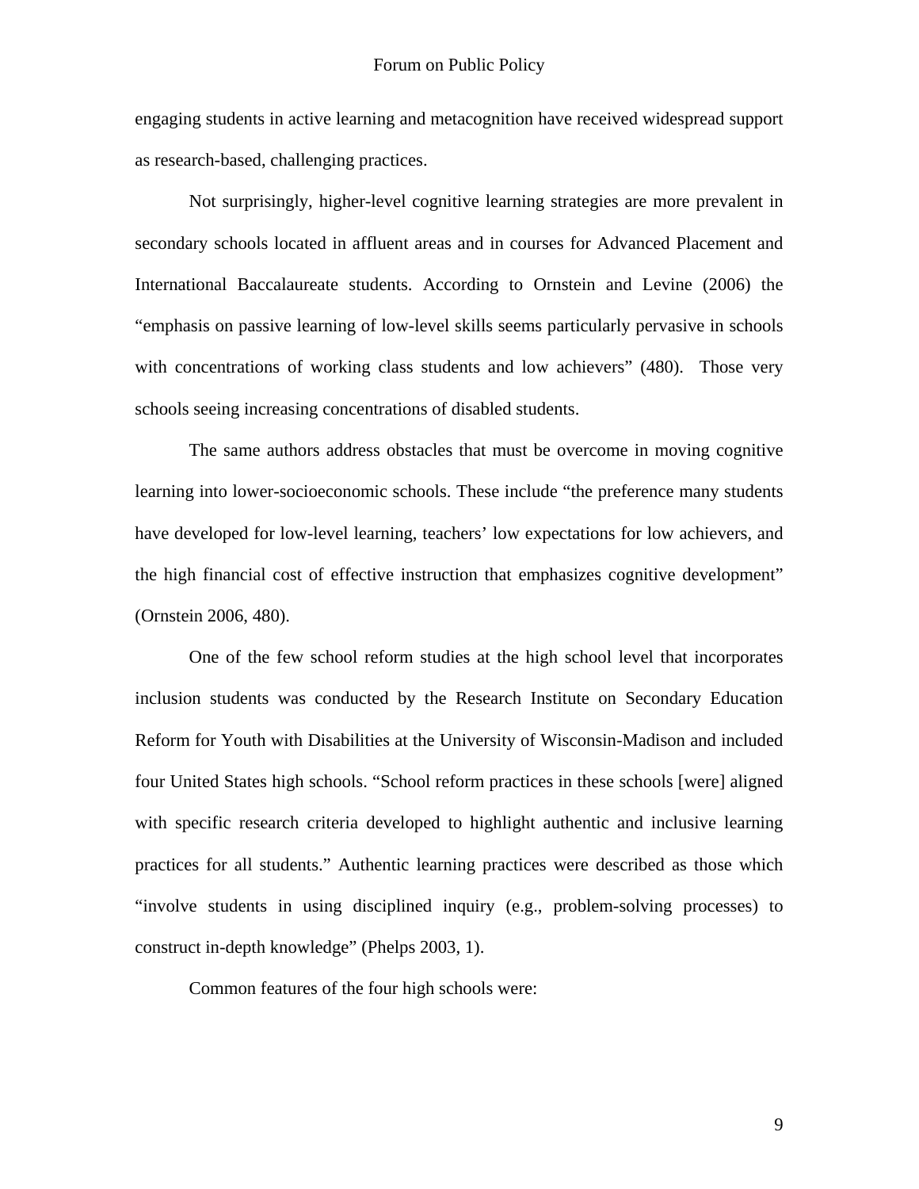engaging students in active learning and metacognition have received widespread support as research-based, challenging practices.

Not surprisingly, higher-level cognitive learning strategies are more prevalent in secondary schools located in affluent areas and in courses for Advanced Placement and International Baccalaureate students. According to Ornstein and Levine (2006) the "emphasis on passive learning of low-level skills seems particularly pervasive in schools with concentrations of working class students and low achievers" (480). Those very schools seeing increasing concentrations of disabled students.

The same authors address obstacles that must be overcome in moving cognitive learning into lower-socioeconomic schools. These include "the preference many students have developed for low-level learning, teachers' low expectations for low achievers, and the high financial cost of effective instruction that emphasizes cognitive development" (Ornstein 2006, 480).

One of the few school reform studies at the high school level that incorporates inclusion students was conducted by the Research Institute on Secondary Education Reform for Youth with Disabilities at the University of Wisconsin-Madison and included four United States high schools. "School reform practices in these schools [were] aligned with specific research criteria developed to highlight authentic and inclusive learning practices for all students." Authentic learning practices were described as those which "involve students in using disciplined inquiry (e.g., problem-solving processes) to construct in-depth knowledge" (Phelps 2003, 1).

Common features of the four high schools were: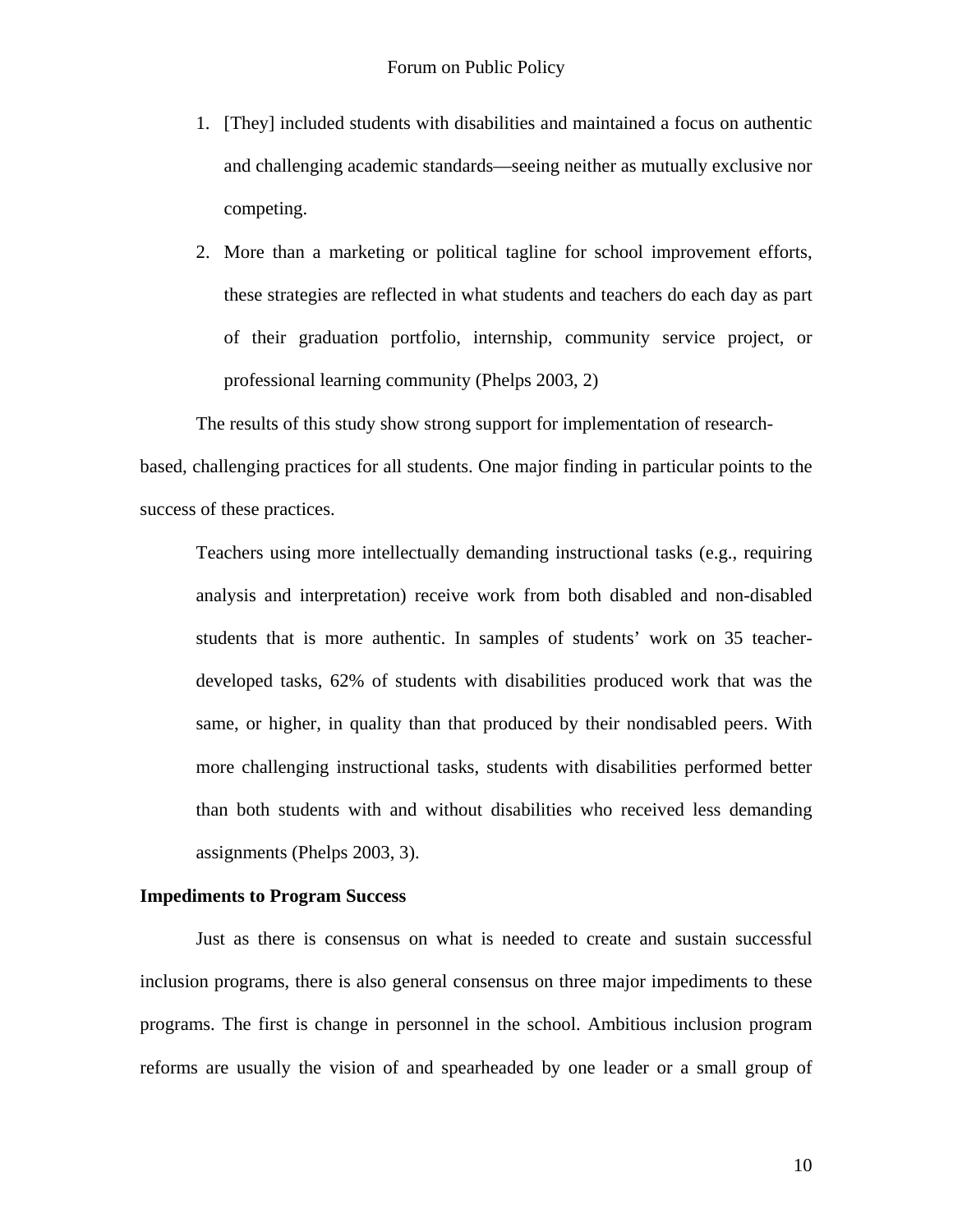1. [They] included students with disabilities and maintained a focus on authentic and challenging academic standards—seeing neither as mutually exclusive nor competing.
2. More than a marketing or political tagline for school improvement efforts, these strategies are reflected in what students and teachers do each day as part of their graduation portfolio, internship, community service project, or professional learning community (Phelps 2003, 2)

The results of this study show strong support for implementation of research-based, challenging practices for all students. One major finding in particular points to the success of these practices.

> Teachers using more intellectually demanding instructional tasks (e.g., requiring analysis and interpretation) receive work from both disabled and non-disabled students that is more authentic. In samples of students' work on 35 teacher-developed tasks, 62% of students with disabilities produced work that was the same, or higher, in quality than that produced by their nondisabled peers. With more challenging instructional tasks, students with disabilities performed better than both students with and without disabilities who received less demanding assignments (Phelps 2003, 3).

**Impediments to Program Success**

Just as there is consensus on what is needed to create and sustain successful inclusion programs, there is also general consensus on three major impediments to these programs. The first is change in personnel in the school. Ambitious inclusion program reforms are usually the vision of and spearheaded by one leader or a small group of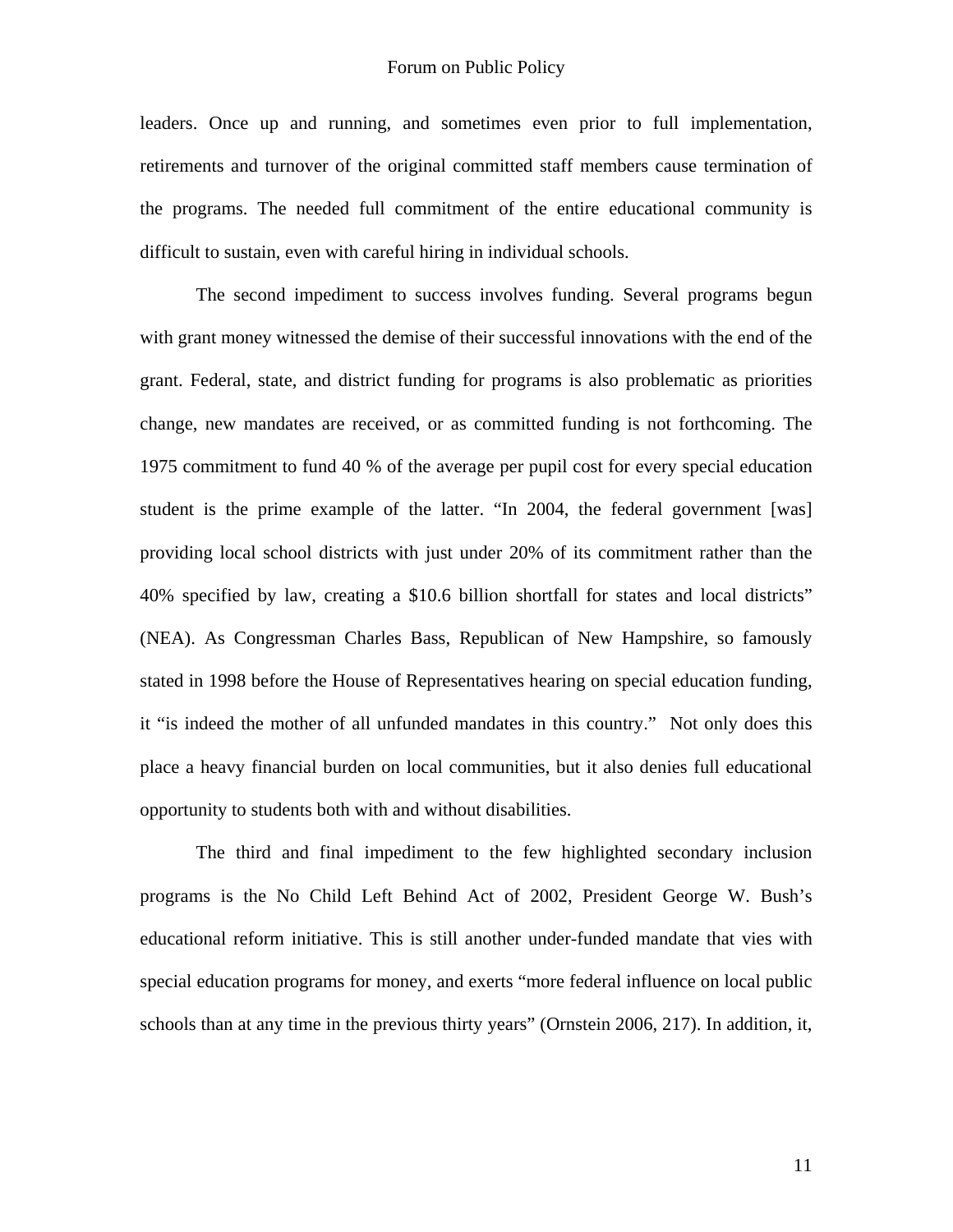leaders. Once up and running, and sometimes even prior to full implementation, retirements and turnover of the original committed staff members cause termination of the programs. The needed full commitment of the entire educational community is difficult to sustain, even with careful hiring in individual schools.

The second impediment to success involves funding. Several programs begun with grant money witnessed the demise of their successful innovations with the end of the grant. Federal, state, and district funding for programs is also problematic as priorities change, new mandates are received, or as committed funding is not forthcoming. The 1975 commitment to fund 40 % of the average per pupil cost for every special education student is the prime example of the latter. "In 2004, the federal government [was] providing local school districts with just under 20% of its commitment rather than the 40% specified by law, creating a $10.6 billion shortfall for states and local districts" (NEA). As Congressman Charles Bass, Republican of New Hampshire, so famously stated in 1998 before the House of Representatives hearing on special education funding, it "is indeed the mother of all unfunded mandates in this country." Not only does this place a heavy financial burden on local communities, but it also denies full educational opportunity to students both with and without disabilities.

The third and final impediment to the few highlighted secondary inclusion programs is the No Child Left Behind Act of 2002, President George W. Bush's educational reform initiative. This is still another under-funded mandate that vies with special education programs for money, and exerts "more federal influence on local public schools than at any time in the previous thirty years" (Ornstein 2006, 217). In addition, it,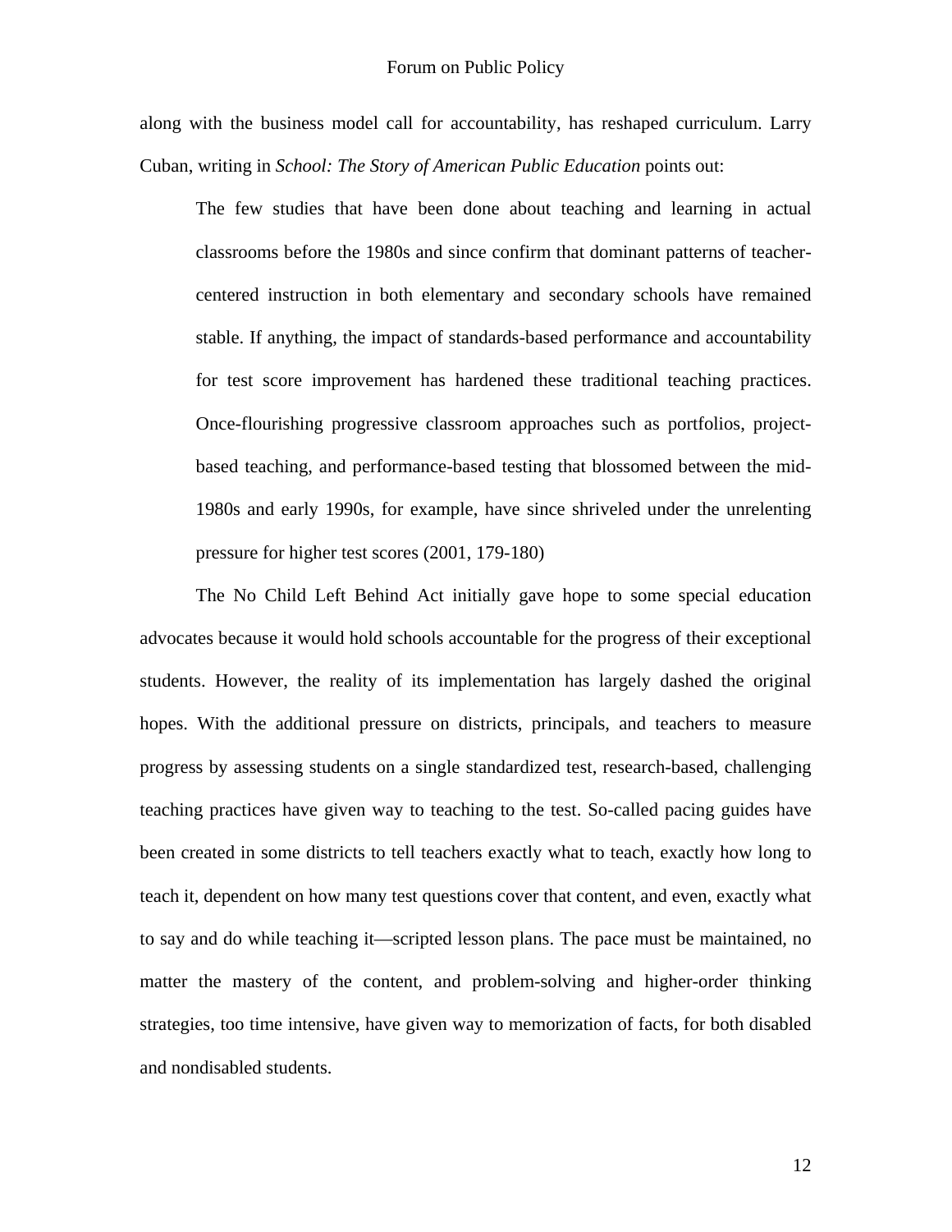along with the business model call for accountability, has reshaped curriculum. Larry Cuban, writing in *School: The Story of American Public Education* points out:

> The few studies that have been done about teaching and learning in actual classrooms before the 1980s and since confirm that dominant patterns of teacher-centered instruction in both elementary and secondary schools have remained stable. If anything, the impact of standards-based performance and accountability for test score improvement has hardened these traditional teaching practices. Once-flourishing progressive classroom approaches such as portfolios, project-based teaching, and performance-based testing that blossomed between the mid-1980s and early 1990s, for example, have since shriveled under the unrelenting pressure for higher test scores (2001, 179-180)

The No Child Left Behind Act initially gave hope to some special education advocates because it would hold schools accountable for the progress of their exceptional students. However, the reality of its implementation has largely dashed the original hopes. With the additional pressure on districts, principals, and teachers to measure progress by assessing students on a single standardized test, research-based, challenging teaching practices have given way to teaching to the test. So-called pacing guides have been created in some districts to tell teachers exactly what to teach, exactly how long to teach it, dependent on how many test questions cover that content, and even, exactly what to say and do while teaching it—scripted lesson plans. The pace must be maintained, no matter the mastery of the content, and problem-solving and higher-order thinking strategies, too time intensive, have given way to memorization of facts, for both disabled and nondisabled students.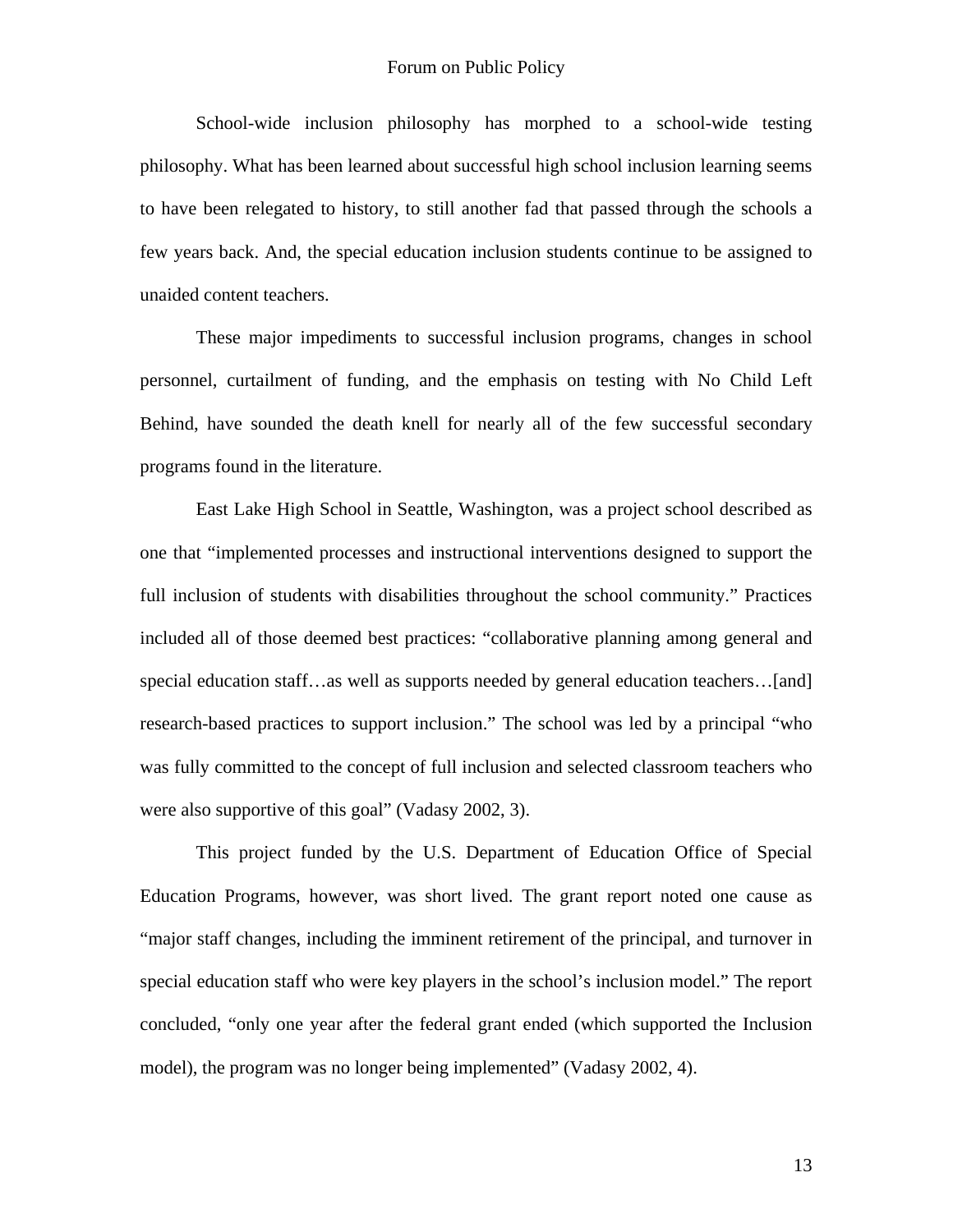School-wide inclusion philosophy has morphed to a school-wide testing philosophy. What has been learned about successful high school inclusion learning seems to have been relegated to history, to still another fad that passed through the schools a few years back. And, the special education inclusion students continue to be assigned to unaided content teachers.

These major impediments to successful inclusion programs, changes in school personnel, curtailment of funding, and the emphasis on testing with No Child Left Behind, have sounded the death knell for nearly all of the few successful secondary programs found in the literature.

East Lake High School in Seattle, Washington, was a project school described as one that "implemented processes and instructional interventions designed to support the full inclusion of students with disabilities throughout the school community." Practices included all of those deemed best practices: "collaborative planning among general and special education staff…as well as supports needed by general education teachers…[and] research-based practices to support inclusion." The school was led by a principal "who was fully committed to the concept of full inclusion and selected classroom teachers who were also supportive of this goal" (Vadasy 2002, 3).

This project funded by the U.S. Department of Education Office of Special Education Programs, however, was short lived. The grant report noted one cause as "major staff changes, including the imminent retirement of the principal, and turnover in special education staff who were key players in the school's inclusion model." The report concluded, "only one year after the federal grant ended (which supported the Inclusion model), the program was no longer being implemented" (Vadasy 2002, 4).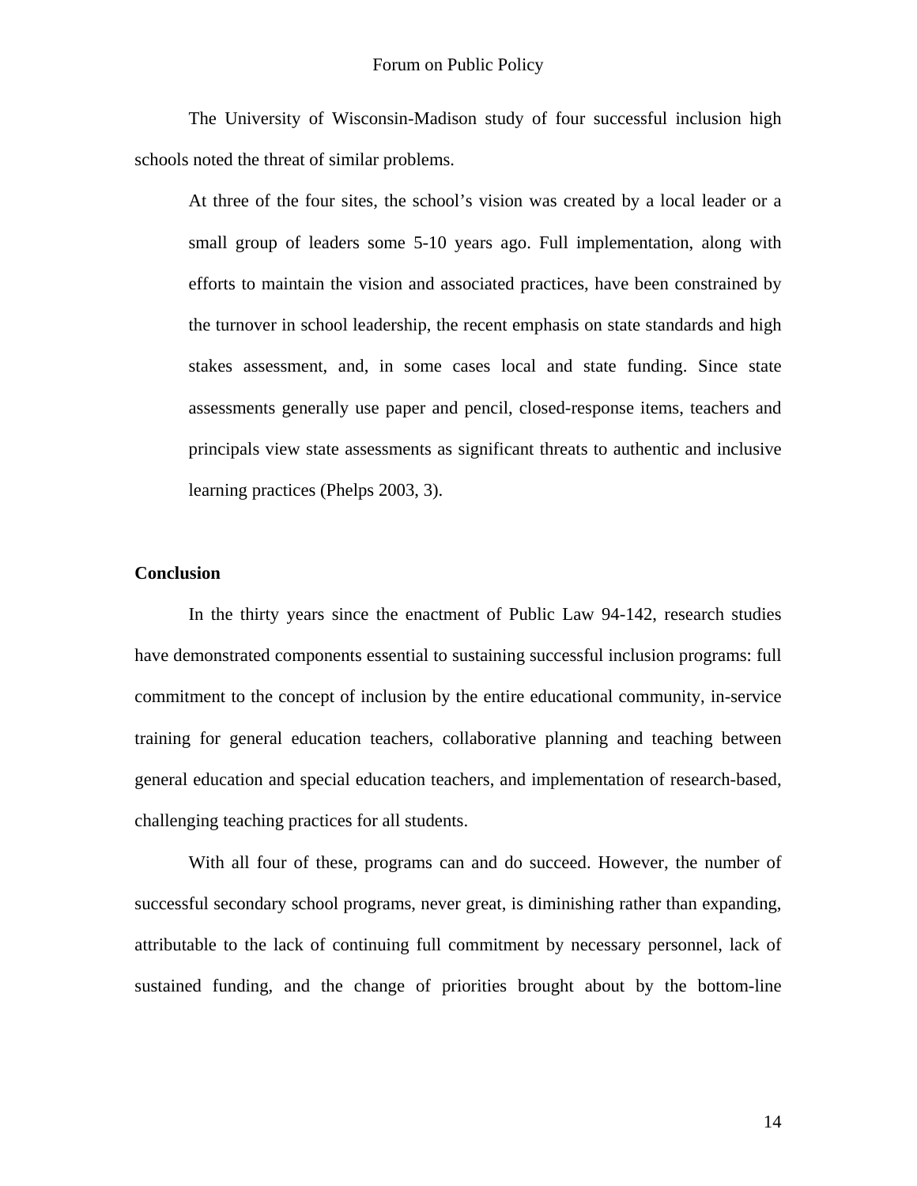The University of Wisconsin-Madison study of four successful inclusion high schools noted the threat of similar problems.

> At three of the four sites, the school's vision was created by a local leader or a small group of leaders some 5-10 years ago. Full implementation, along with efforts to maintain the vision and associated practices, have been constrained by the turnover in school leadership, the recent emphasis on state standards and high stakes assessment, and, in some cases local and state funding. Since state assessments generally use paper and pencil, closed-response items, teachers and principals view state assessments as significant threats to authentic and inclusive learning practices (Phelps 2003, 3).

## Conclusion

In the thirty years since the enactment of Public Law 94-142, research studies have demonstrated components essential to sustaining successful inclusion programs: full commitment to the concept of inclusion by the entire educational community, in-service training for general education teachers, collaborative planning and teaching between general education and special education teachers, and implementation of research-based, challenging teaching practices for all students.

With all four of these, programs can and do succeed. However, the number of successful secondary school programs, never great, is diminishing rather than expanding, attributable to the lack of continuing full commitment by necessary personnel, lack of sustained funding, and the change of priorities brought about by the bottom-line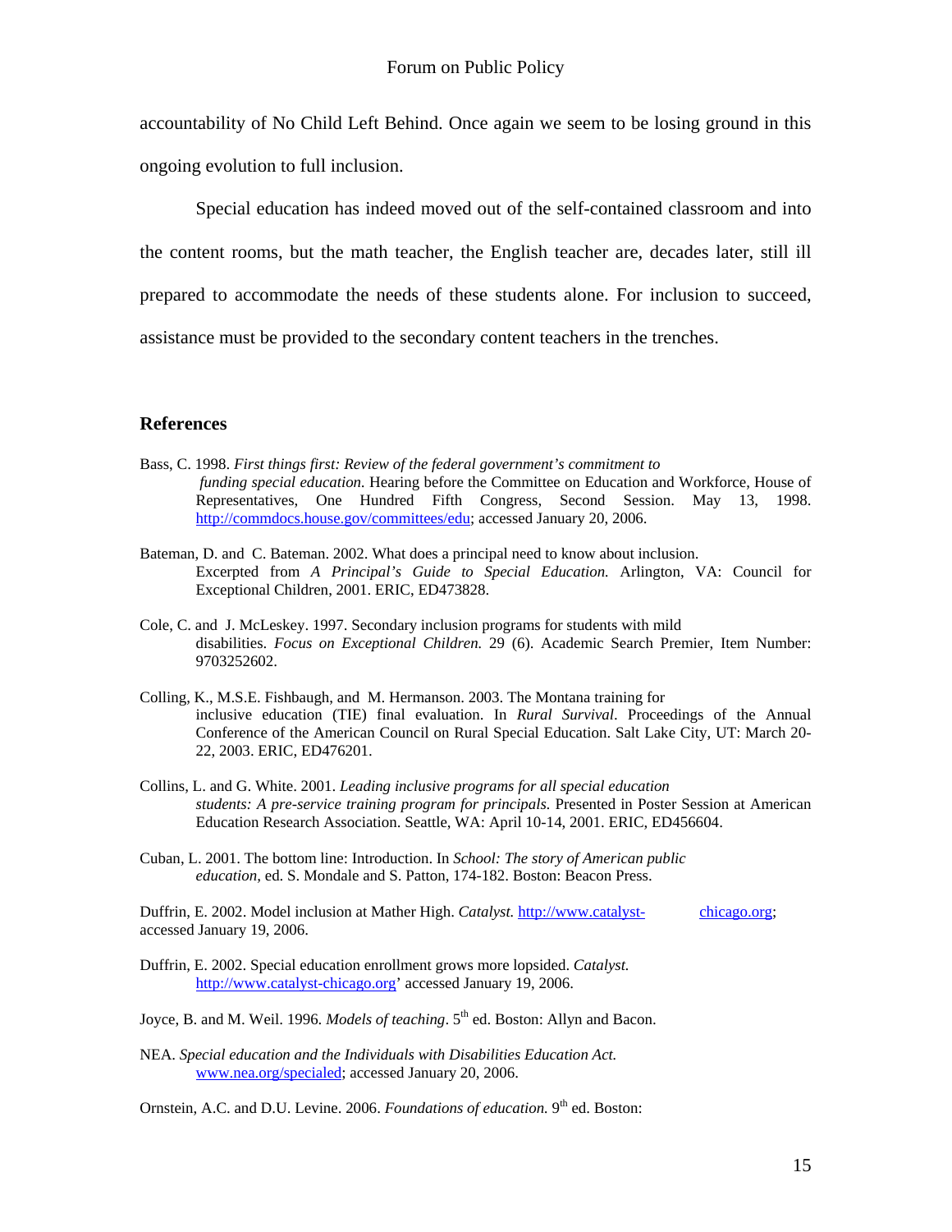accountability of No Child Left Behind. Once again we seem to be losing ground in this ongoing evolution to full inclusion.

Special education has indeed moved out of the self-contained classroom and into the content rooms, but the math teacher, the English teacher are, decades later, still ill prepared to accommodate the needs of these students alone. For inclusion to succeed, assistance must be provided to the secondary content teachers in the trenches.

## References

Bass, C. 1998. *First things first: Review of the federal government's commitment to funding special education.* Hearing before the Committee on Education and Workforce, House of Representatives, One Hundred Fifth Congress, Second Session. May 13, 1998. http://commdocs.house.gov/committees/edu; accessed January 20, 2006.

Bateman, D. and C. Bateman. 2002. What does a principal need to know about inclusion. Excerpted from *A Principal's Guide to Special Education.* Arlington, VA: Council for Exceptional Children, 2001. ERIC, ED473828.

Cole, C. and J. McLeskey. 1997. Secondary inclusion programs for students with mild disabilities. *Focus on Exceptional Children.* 29 (6). Academic Search Premier, Item Number: 9703252602.

Colling, K., M.S.E. Fishbaugh, and M. Hermanson. 2003. The Montana training for inclusive education (TIE) final evaluation. In *Rural Survival*. Proceedings of the Annual Conference of the American Council on Rural Special Education. Salt Lake City, UT: March 20-22, 2003. ERIC, ED476201.

Collins, L. and G. White. 2001. *Leading inclusive programs for all special education students: A pre-service training program for principals.* Presented in Poster Session at American Education Research Association. Seattle, WA: April 10-14, 2001. ERIC, ED456604.

Cuban, L. 2001. The bottom line: Introduction. In *School: The story of American public education,* ed. S. Mondale and S. Patton, 174-182. Boston: Beacon Press.

Duffrin, E. 2002. Model inclusion at Mather High. *Catalyst.* http://www.catalyst-chicago.org; accessed January 19, 2006.

Duffrin, E. 2002. Special education enrollment grows more lopsided. *Catalyst.* http://www.catalyst-chicago.org' accessed January 19, 2006.

Joyce, B. and M. Weil. 1996. *Models of teaching*. 5th ed. Boston: Allyn and Bacon.

NEA. *Special education and the Individuals with Disabilities Education Act.* www.nea.org/specialed; accessed January 20, 2006.

Ornstein, A.C. and D.U. Levine. 2006. *Foundations of education.* 9th ed. Boston: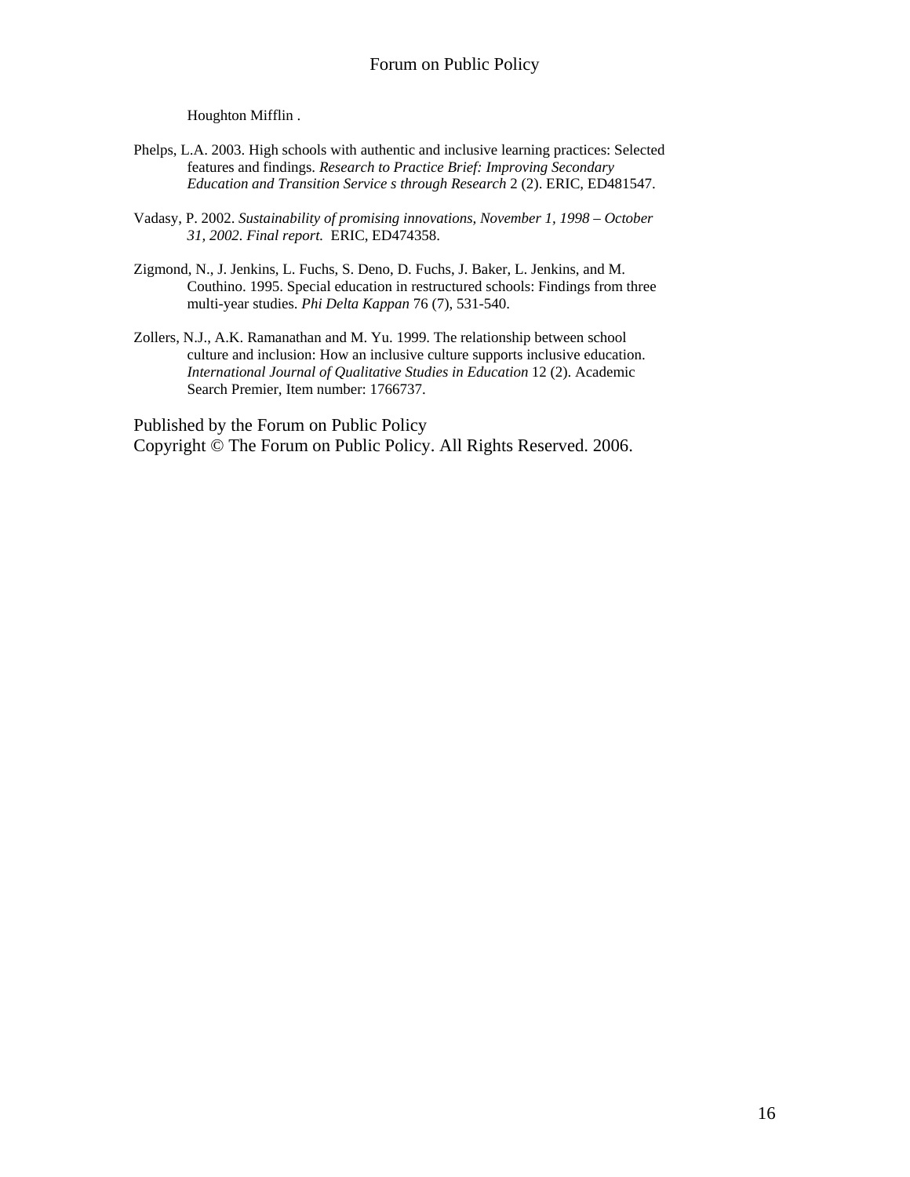Houghton Mifflin .

Phelps, L.A. 2003. High schools with authentic and inclusive learning practices: Selected features and findings. *Research to Practice Brief: Improving Secondary Education and Transition Service s through Research* 2 (2). ERIC, ED481547.

Vadasy, P. 2002. *Sustainability of promising innovations, November 1, 1998 – October 31, 2002. Final report.* ERIC, ED474358.

Zigmond, N., J. Jenkins, L. Fuchs, S. Deno, D. Fuchs, J. Baker, L. Jenkins, and M. Couthino. 1995. Special education in restructured schools: Findings from three multi-year studies. *Phi Delta Kappan* 76 (7), 531-540.

Zollers, N.J., A.K. Ramanathan and M. Yu. 1999. The relationship between school culture and inclusion: How an inclusive culture supports inclusive education. *International Journal of Qualitative Studies in Education* 12 (2). Academic Search Premier, Item number: 1766737.

Published by the Forum on Public Policy
Copyright © The Forum on Public Policy. All Rights Reserved. 2006.